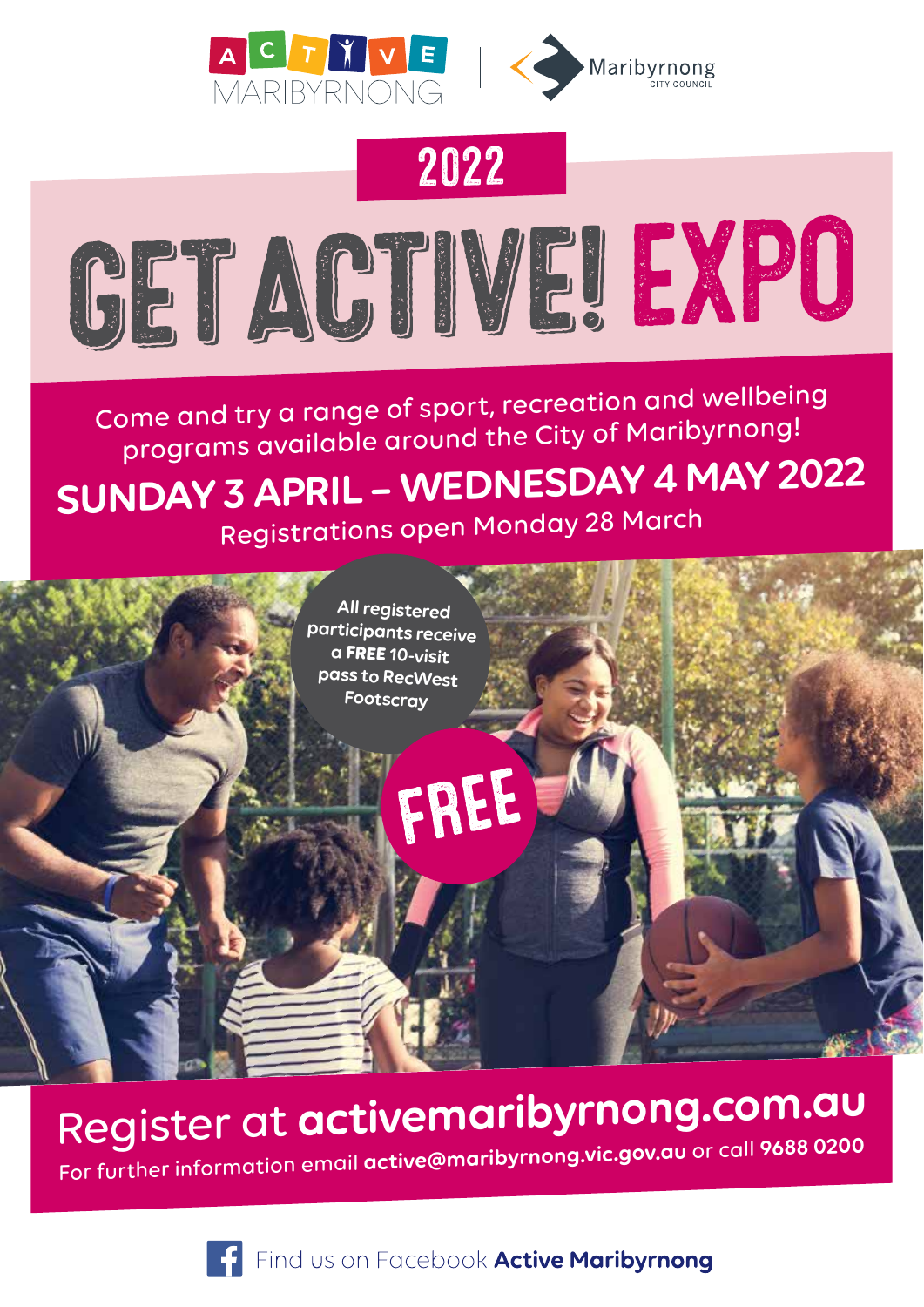ACTIVE MARIBYRNONG | Maribyrnong CITY COUNCIL

# 2022

# GET ACTIVE! EXPO

Come and try a range of sport, recreation and wellbeing programs available around the City of Maribyrnong!

## SUNDAY 3 APRIL – WEDNESDAY 4 MAY 2022

Registrations open Monday 28 March

All registered participants receive a **FREE** 10-visit pass to RecWest Footscray

**FREE**

## Register at activemaribyrnong.com.au

For further information email **active@maribyrnong.vic.gov.au** or call **9688 0200**

Find us on Facebook **Active Maribyrnong**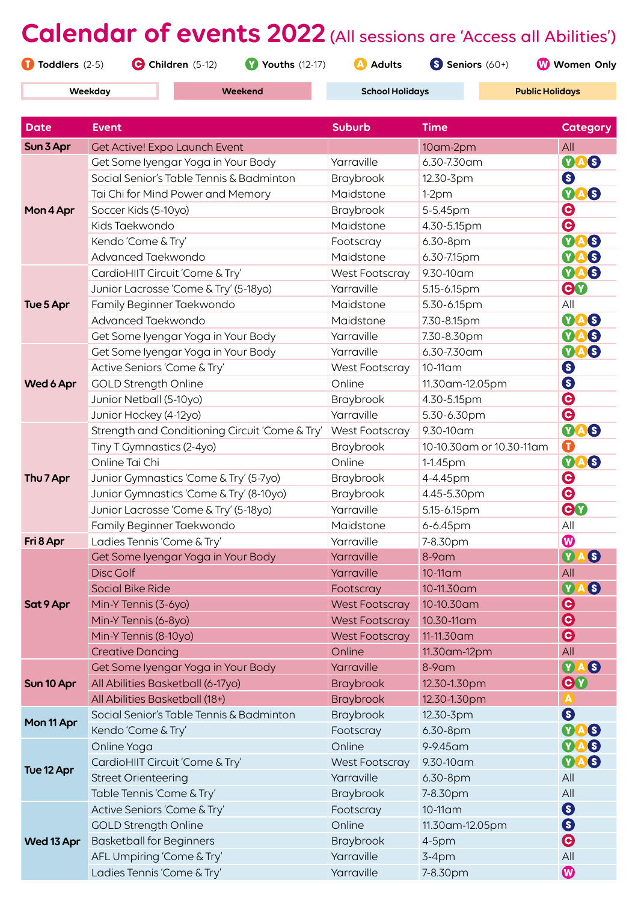# Calendar of events 2022 (All sessions are 'Access all Abilities')

T Toddlers (2-5) | C Children (5-12) | Y Youths (12-17) | A Adults | S Seniors (60+) | W Women Only

Weekday | Weekend | School Holidays | Public Holidays

| Date | Event | Suburb | Time | Category |
|---|---|---|---|---|
| Sun 3 Apr | Get Active! Expo Launch Event | | 10am-2pm | All |
| Mon 4 Apr | Get Some Iyengar Yoga in Your Body | Yarraville | 6.30-7.30am | Y A S |
| | Social Senior's Table Tennis & Badminton | Braybrook | 12.30-3pm | S |
| | Tai Chi for Mind Power and Memory | Maidstone | 1-2pm | Y A S |
| | Soccer Kids (5-10yo) | Braybrook | 5-5.45pm | C |
| | Kids Taekwondo | Maidstone | 4.30-5.15pm | C |
| | Kendo 'Come & Try' | Footscray | 6.30-8pm | Y A S |
| | Advanced Taekwondo | Maidstone | 6.30-7.15pm | Y A S |
| Tue 5 Apr | CardioHIIT Circuit 'Come & Try' | West Footscray | 9.30-10am | Y A S |
| | Junior Lacrosse 'Come & Try' (5-18yo) | Yarraville | 5.15-6.15pm | C Y |
| | Family Beginner Taekwondo | Maidstone | 5.30-6.15pm | All |
| | Advanced Taekwondo | Maidstone | 7.30-8.15pm | Y A S |
| | Get Some Iyengar Yoga in Your Body | Yarraville | 7.30-8.30pm | Y A S |
| Wed 6 Apr | Get Some Iyengar Yoga in Your Body | Yarraville | 6.30-7.30am | Y A S |
| | Active Seniors 'Come & Try' | West Footscray | 10-11am | S |
| | GOLD Strength Online | Online | 11.30am-12.05pm | S |
| | Junior Netball (5-10yo) | Braybrook | 4.30-5.15pm | C |
| | Junior Hockey (4-12yo) | Yarraville | 5.30-6.30pm | C |
| Thu 7 Apr | Strength and Conditioning Circuit 'Come & Try' | West Footscray | 9.30-10am | Y A S |
| | Tiny T Gymnastics (2-4yo) | Braybrook | 10-10.30am or 10.30-11am | T |
| | Online Tai Chi | Online | 1-1.45pm | Y A S |
| | Junior Gymnastics 'Come & Try' (5-7yo) | Braybrook | 4-4.45pm | C |
| | Junior Gymnastics 'Come & Try' (8-10yo) | Braybrook | 4.45-5.30pm | C |
| | Junior Lacrosse 'Come & Try' (5-18yo) | Yarraville | 5.15-6.15pm | C Y |
| | Family Beginner Taekwondo | Maidstone | 6-6.45pm | All |
| Fri 8 Apr | Ladies Tennis 'Come & Try' | Yarraville | 7-8.30pm | W |
| Sat 9 Apr | Get Some Iyengar Yoga in Your Body | Yarraville | 8-9am | Y A S |
| | Disc Golf | Yarraville | 10-11am | All |
| | Social Bike Ride | Footscray | 10-11.30am | Y A S |
| | Min-Y Tennis (3-6yo) | West Footscray | 10-10.30am | C |
| | Min-Y Tennis (6-8yo) | West Footscray | 10.30-11am | C |
| | Min-Y Tennis (8-10yo) | West Footscray | 11-11.30am | C |
| | Creative Dancing | Online | 11.30am-12pm | All |
| Sun 10 Apr | Get Some Iyengar Yoga in Your Body | Yarraville | 8-9am | Y A S |
| | All Abilities Basketball (6-17yo) | Braybrook | 12.30-1.30pm | C Y |
| | All Abilities Basketball (18+) | Braybrook | 12.30-1.30pm | A |
| Mon 11 Apr | Social Senior's Table Tennis & Badminton | Braybrook | 12.30-3pm | S |
| | Kendo 'Come & Try' | Footscray | 6.30-8pm | Y A S |
| Tue 12 Apr | Online Yoga | Online | 9-9.45am | Y A S |
| | CardioHIIT Circuit 'Come & Try' | West Footscray | 9.30-10am | Y A S |
| | Street Orienteering | Yarraville | 6.30-8pm | All |
| | Table Tennis 'Come & Try' | Braybrook | 7-8.30pm | All |
| Wed 13 Apr | Active Seniors 'Come & Try' | Footscray | 10-11am | S |
| | GOLD Strength Online | Online | 11.30am-12.05pm | S |
| | Basketball for Beginners | Braybrook | 4-5pm | C |
| | AFL Umpiring 'Come & Try' | Yarraville | 3-4pm | All |
| | Ladies Tennis 'Come & Try' | Yarraville | 7-8.30pm | W |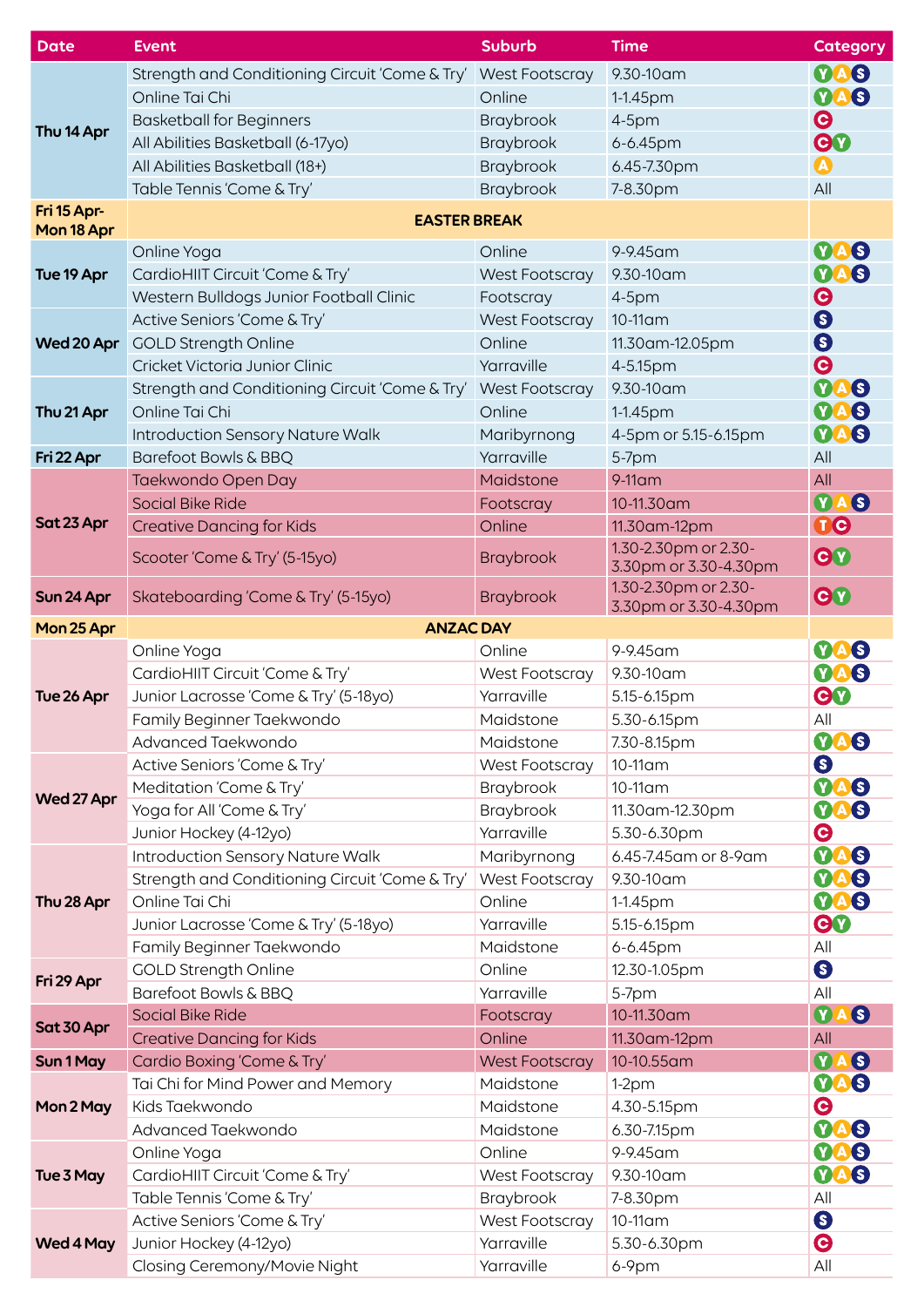| Date | Event | Suburb | Time | Category |
|---|---|---|---|---|
| Thu 14 Apr | Strength and Conditioning Circuit 'Come & Try' | West Footscray | 9.30-10am | Y A S |
| | Online Tai Chi | Online | 1-1.45pm | Y A S |
| | Basketball for Beginners | Braybrook | 4-5pm | C |
| | All Abilities Basketball (6-17yo) | Braybrook | 6-6.45pm | C Y |
| | All Abilities Basketball (18+) | Braybrook | 6.45-7.30pm | A |
| | Table Tennis 'Come & Try' | Braybrook | 7-8.30pm | All |
| Fri 15 Apr-Mon 18 Apr | EASTER BREAK | | | |
| Tue 19 Apr | Online Yoga | Online | 9-9.45am | Y A S |
| | CardioHIIT Circuit 'Come & Try' | West Footscray | 9.30-10am | Y A S |
| | Western Bulldogs Junior Football Clinic | Footscray | 4-5pm | C |
| Wed 20 Apr | Active Seniors 'Come & Try' | West Footscray | 10-11am | S |
| | GOLD Strength Online | Online | 11.30am-12.05pm | S |
| | Cricket Victoria Junior Clinic | Yarraville | 4-5.15pm | C |
| Thu 21 Apr | Strength and Conditioning Circuit 'Come & Try' | West Footscray | 9.30-10am | Y A S |
| | Online Tai Chi | Online | 1-1.45pm | Y A S |
| | Introduction Sensory Nature Walk | Maribyrnong | 4-5pm or 5.15-6.15pm | Y A S |
| Fri 22 Apr | Barefoot Bowls & BBQ | Yarraville | 5-7pm | All |
| Sat 23 Apr | Taekwondo Open Day | Maidstone | 9-11am | All |
| | Social Bike Ride | Footscray | 10-11.30am | Y A S |
| | Creative Dancing for Kids | Online | 11.30am-12pm | T C |
| | Scooter 'Come & Try' (5-15yo) | Braybrook | 1.30-2.30pm or 2.30-3.30pm or 3.30-4.30pm | C Y |
| Sun 24 Apr | Skateboarding 'Come & Try' (5-15yo) | Braybrook | 1.30-2.30pm or 2.30-3.30pm or 3.30-4.30pm | C Y |
| Mon 25 Apr | ANZAC DAY | | | |
| Tue 26 Apr | Online Yoga | Online | 9-9.45am | Y A S |
| | CardioHIIT Circuit 'Come & Try' | West Footscray | 9.30-10am | Y A S |
| | Junior Lacrosse 'Come & Try' (5-18yo) | Yarraville | 5.15-6.15pm | C Y |
| | Family Beginner Taekwondo | Maidstone | 5.30-6.15pm | All |
| | Advanced Taekwondo | Maidstone | 7.30-8.15pm | Y A S |
| Wed 27 Apr | Active Seniors 'Come & Try' | West Footscray | 10-11am | S |
| | Meditation 'Come & Try' | Braybrook | 10-11am | Y A S |
| | Yoga for All 'Come & Try' | Braybrook | 11.30am-12.30pm | Y A S |
| | Junior Hockey (4-12yo) | Yarraville | 5.30-6.30pm | C |
| Thu 28 Apr | Introduction Sensory Nature Walk | Maribyrnong | 6.45-7.45am or 8-9am | Y A S |
| | Strength and Conditioning Circuit 'Come & Try' | West Footscray | 9.30-10am | Y A S |
| | Online Tai Chi | Online | 1-1.45pm | Y A S |
| | Junior Lacrosse 'Come & Try' (5-18yo) | Yarraville | 5.15-6.15pm | C Y |
| | Family Beginner Taekwondo | Maidstone | 6-6.45pm | All |
| Fri 29 Apr | GOLD Strength Online | Online | 12.30-1.05pm | S |
| | Barefoot Bowls & BBQ | Yarraville | 5-7pm | All |
| Sat 30 Apr | Social Bike Ride | Footscray | 10-11.30am | Y A S |
| | Creative Dancing for Kids | Online | 11.30am-12pm | All |
| Sun 1 May | Cardio Boxing 'Come & Try' | West Footscray | 10-10.55am | Y A S |
| Mon 2 May | Tai Chi for Mind Power and Memory | Maidstone | 1-2pm | Y A S |
| | Kids Taekwondo | Maidstone | 4.30-5.15pm | C |
| | Advanced Taekwondo | Maidstone | 6.30-7.15pm | Y A S |
| Tue 3 May | Online Yoga | Online | 9-9.45am | Y A S |
| | CardioHIIT Circuit 'Come & Try' | West Footscray | 9.30-10am | Y A S |
| | Table Tennis 'Come & Try' | Braybrook | 7-8.30pm | All |
| Wed 4 May | Active Seniors 'Come & Try' | West Footscray | 10-11am | S |
| | Junior Hockey (4-12yo) | Yarraville | 5.30-6.30pm | C |
| | Closing Ceremony/Movie Night | Yarraville | 6-9pm | All |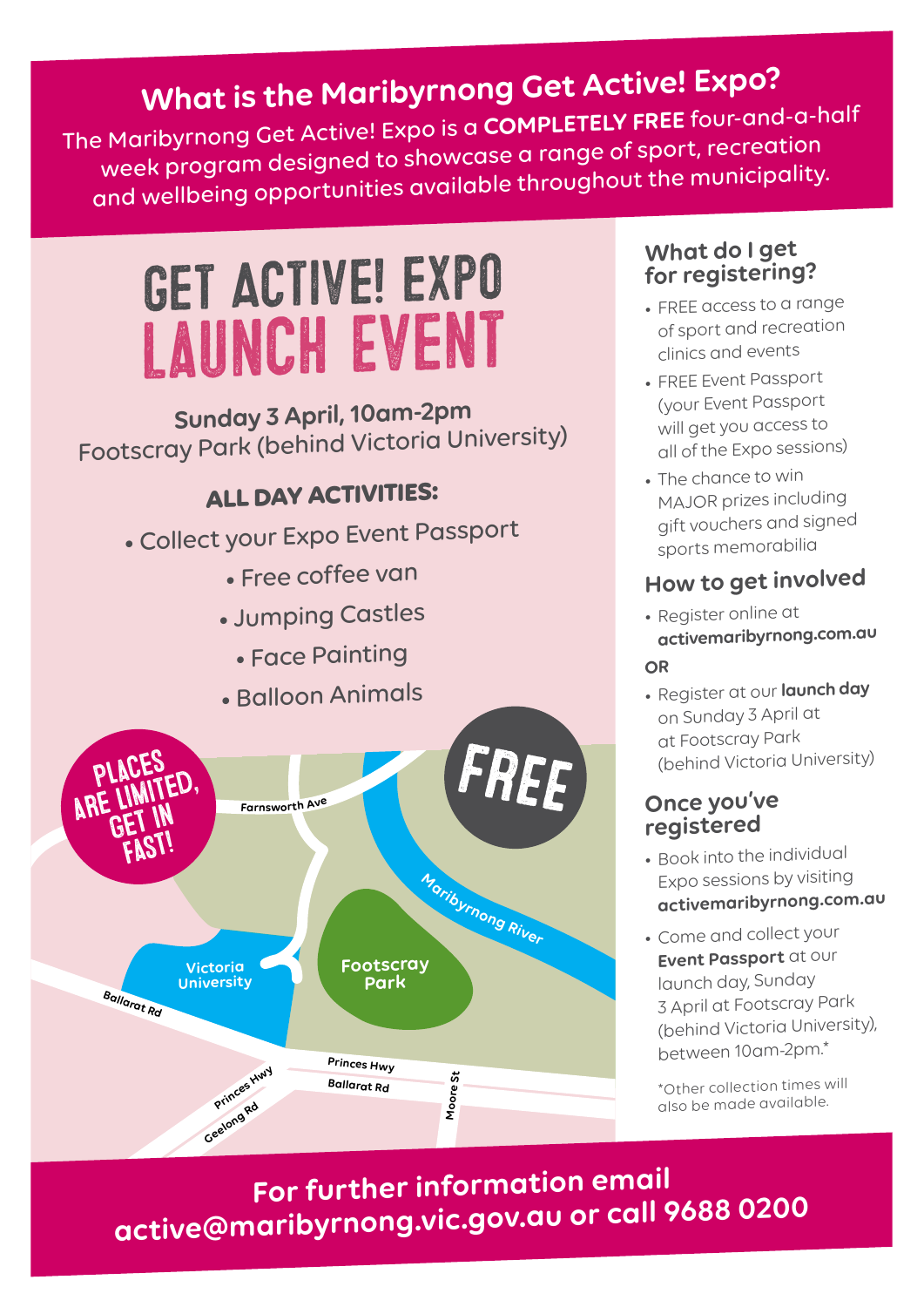## What is the Maribyrnong Get Active! Expo?

The Maribyrnong Get Active! Expo is a **COMPLETELY FREE** four-and-a-half week program designed to showcase a range of sport, recreation and wellbeing opportunities available throughout the municipality.

# GET ACTIVE! EXPO LAUNCH EVENT

**Sunday 3 April, 10am-2pm**
Footscray Park (behind Victoria University)

### ALL DAY ACTIVITIES:

- Collect your Expo Event Passport
- Free coffee van
- Jumping Castles
- Face Painting
- Balloon Animals

PLACES ARE LIMITED, GET IN FAST!

FREE

Farnsworth Ave
Maribyrnong River
Victoria University
Footscray Park
Ballarat Rd
Princes Hwy
Ballarat Rd
Princes Hwy
Geelong Rd
Moore St

### What do I get for registering?

- FREE access to a range of sport and recreation clinics and events
- FREE Event Passport (your Event Passport will get you access to all of the Expo sessions)
- The chance to win MAJOR prizes including gift vouchers and signed sports memorabilia

### How to get involved

- Register online at **activemaribyrnong.com.au**

**OR**

- Register at our **launch day** on Sunday 3 April at at Footscray Park (behind Victoria University)

### Once you've registered

- Book into the individual Expo sessions by visiting **activemaribyrnong.com.au**
- Come and collect your **Event Passport** at our launch day, Sunday 3 April at Footscray Park (behind Victoria University), between 10am-2pm.*

*Other collection times will also be made available.

**For further information email active@maribyrnong.vic.gov.au or call 9688 0200**